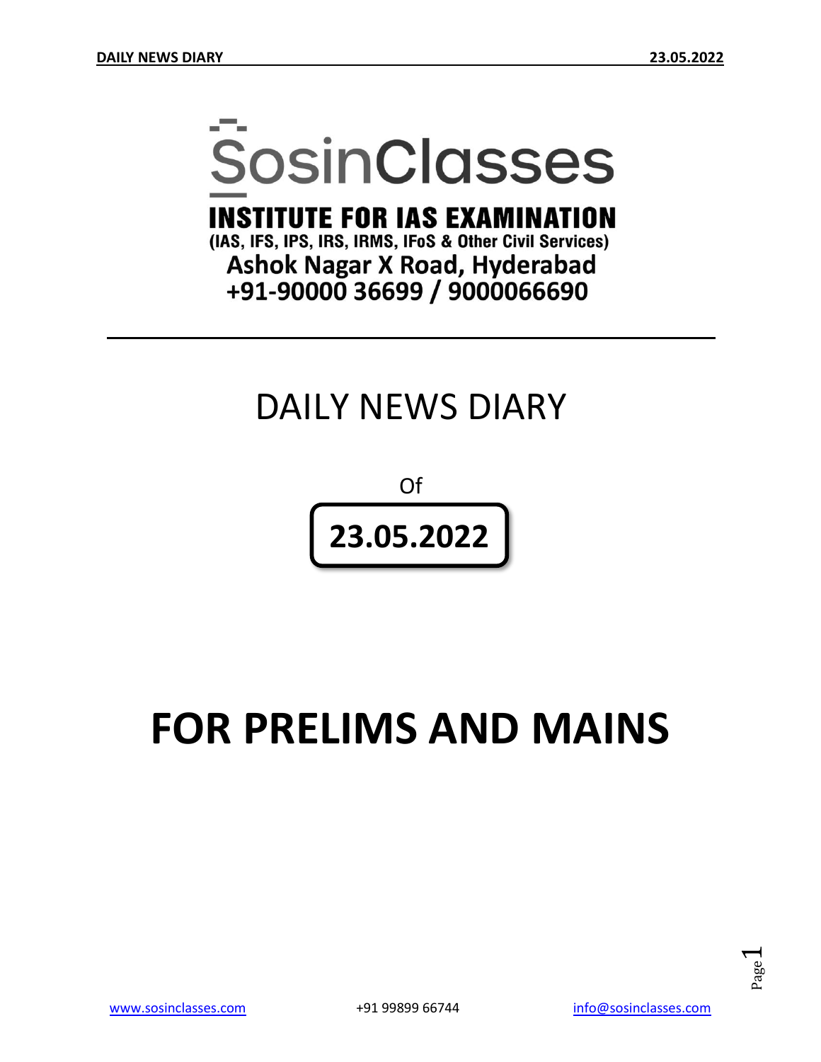# SosinClasses

**INSTITUTE FOR IAS EXAMINATION**

**(IAS, IFS, IPS, IRS, IRMS, IFoS & Other Civil Services)**

**Ashok Nagar X Road, Hyderabad**

**+91-90000 36699 / 9000066690**

---

DAILY NEWS DIARY

Of

**23.05.2022**

# FOR PRELIMS AND MAINS

www.sosinclasses.com +91 99899 66744 info@sosinclasses.com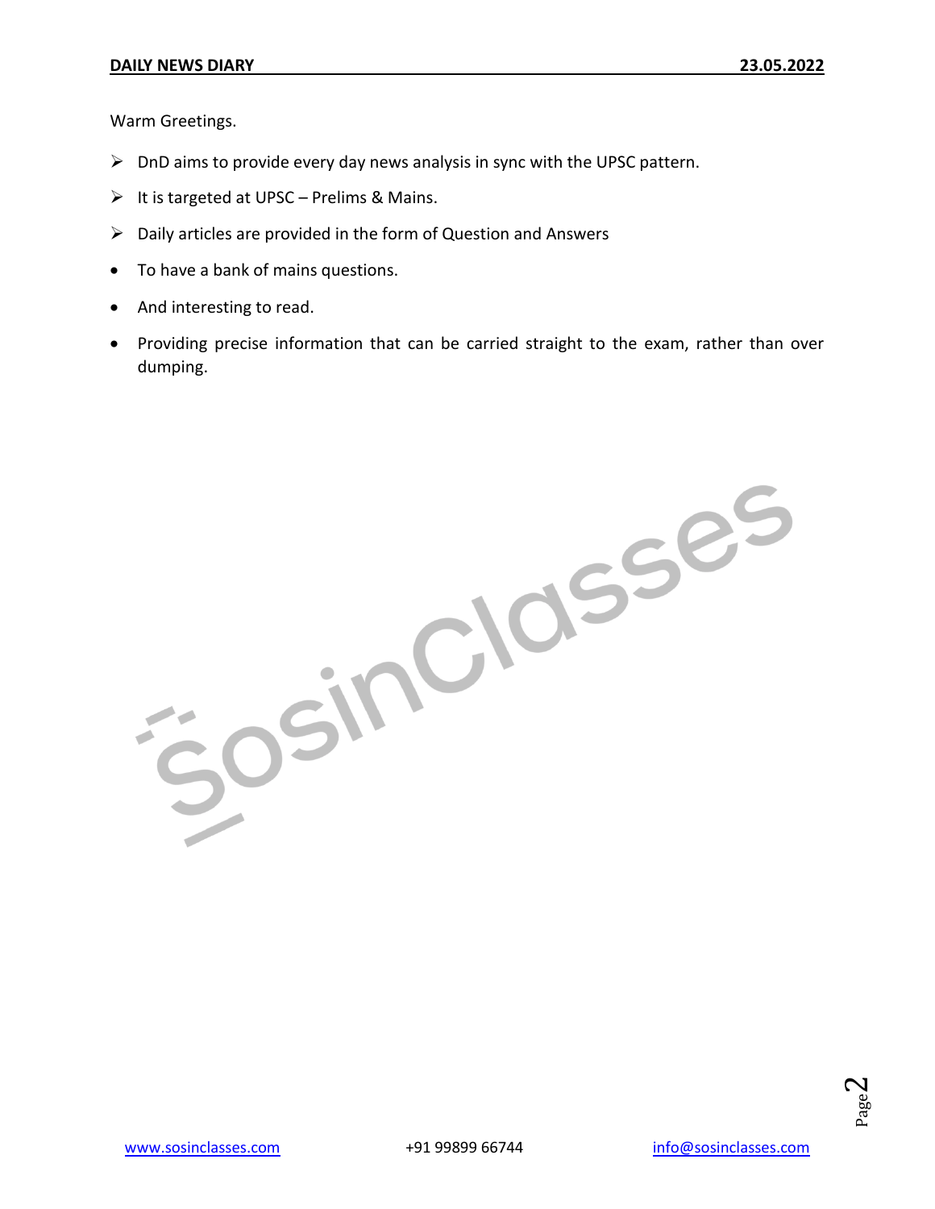Warm Greetings.

- DnD aims to provide every day news analysis in sync with the UPSC pattern.
- It is targeted at UPSC – Prelims & Mains.
- Daily articles are provided in the form of Question and Answers
- To have a bank of mains questions.
- And interesting to read.
- Providing precise information that can be carried straight to the exam, rather than over dumping.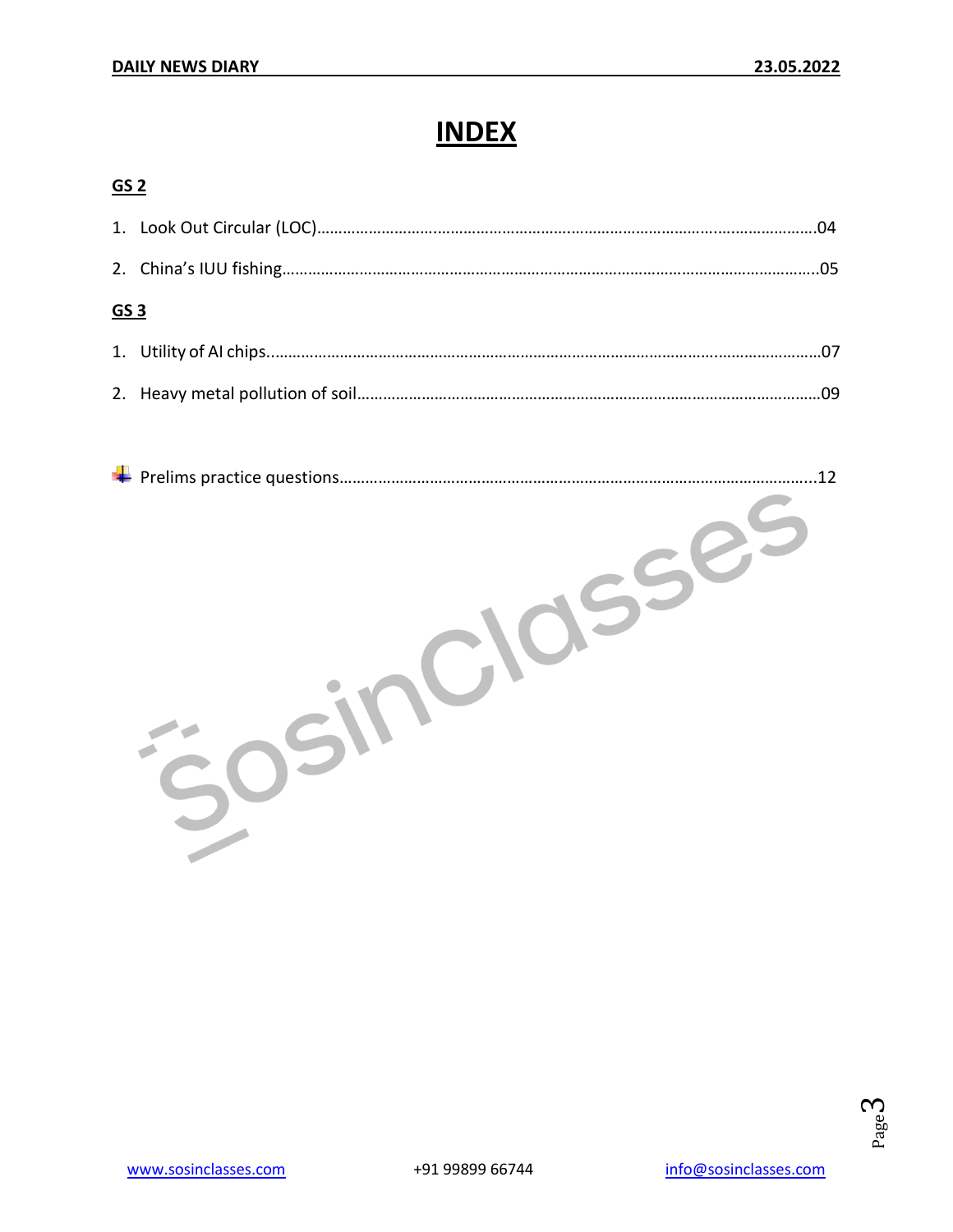# INDEX

## GS 2

1. Look Out Circular (LOC)……………………………………………………………………………………………………04
2. China's IUU fishing……………………………………………………………………………………………………………..05

## GS 3

1. Utility of AI chips..……………………………………………………………………………………………………………07
2. Heavy metal pollution of soil…………………………………………………………………………………………09

- Prelims practice questions……………………………………………………………………………………………..12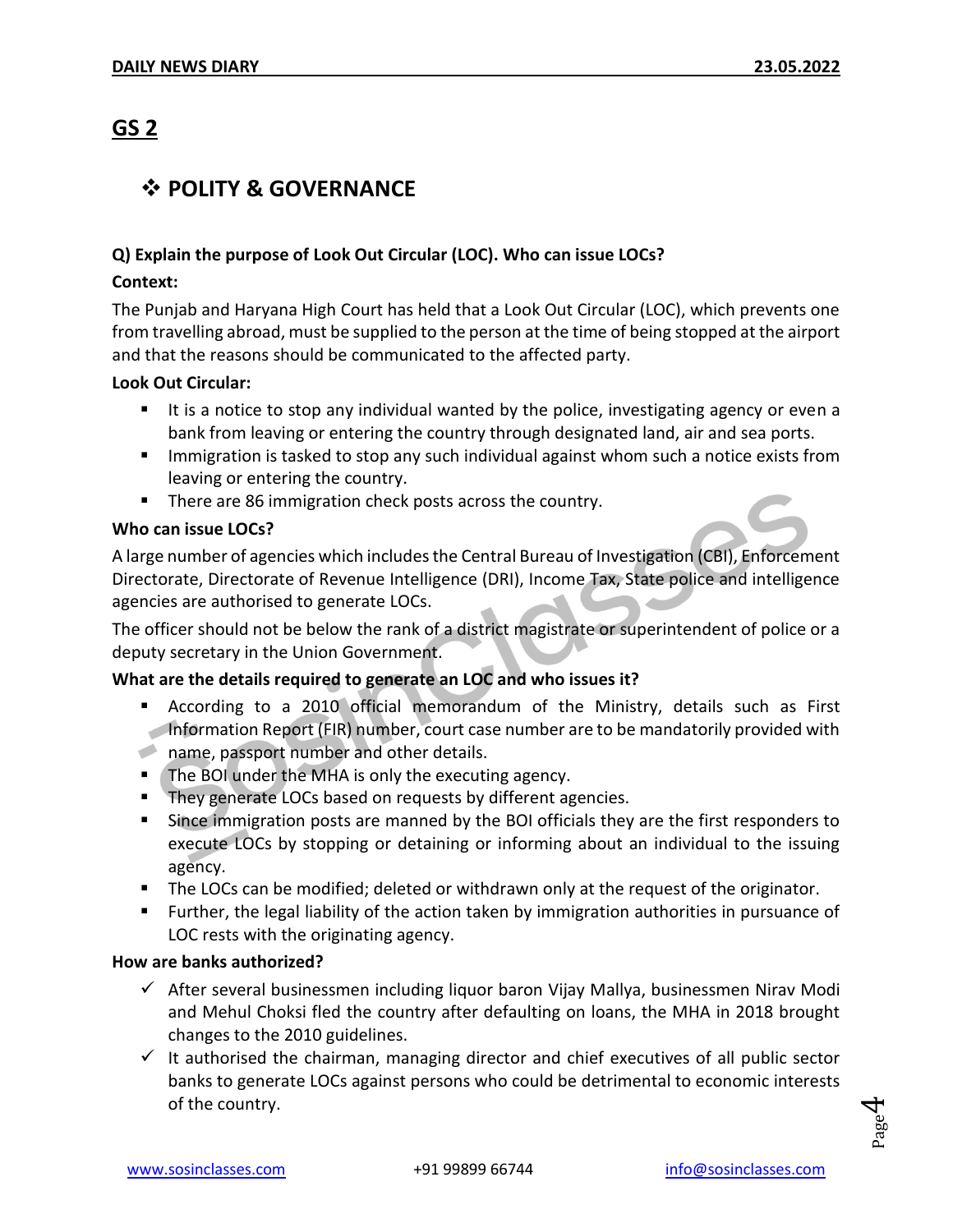# GS 2

## ❖ POLITY & GOVERNANCE

**Q) Explain the purpose of Look Out Circular (LOC). Who can issue LOCs?**

**Context:**

The Punjab and Haryana High Court has held that a Look Out Circular (LOC), which prevents one from travelling abroad, must be supplied to the person at the time of being stopped at the airport and that the reasons should be communicated to the affected party.

**Look Out Circular:**

- It is a notice to stop any individual wanted by the police, investigating agency or even a bank from leaving or entering the country through designated land, air and sea ports.
- Immigration is tasked to stop any such individual against whom such a notice exists from leaving or entering the country.
- There are 86 immigration check posts across the country.

**Who can issue LOCs?**

A large number of agencies which includes the Central Bureau of Investigation (CBI), Enforcement Directorate, Directorate of Revenue Intelligence (DRI), Income Tax, State police and intelligence agencies are authorised to generate LOCs.

The officer should not be below the rank of a district magistrate or superintendent of police or a deputy secretary in the Union Government.

**What are the details required to generate an LOC and who issues it?**

- According to a 2010 official memorandum of the Ministry, details such as First Information Report (FIR) number, court case number are to be mandatorily provided with name, passport number and other details.
- The BOI under the MHA is only the executing agency.
- They generate LOCs based on requests by different agencies.
- Since immigration posts are manned by the BOI officials they are the first responders to execute LOCs by stopping or detaining or informing about an individual to the issuing agency.
- The LOCs can be modified; deleted or withdrawn only at the request of the originator.
- Further, the legal liability of the action taken by immigration authorities in pursuance of LOC rests with the originating agency.

**How are banks authorized?**

- ✓ After several businessmen including liquor baron Vijay Mallya, businessmen Nirav Modi and Mehul Choksi fled the country after defaulting on loans, the MHA in 2018 brought changes to the 2010 guidelines.
- ✓ It authorised the chairman, managing director and chief executives of all public sector banks to generate LOCs against persons who could be detrimental to economic interests of the country.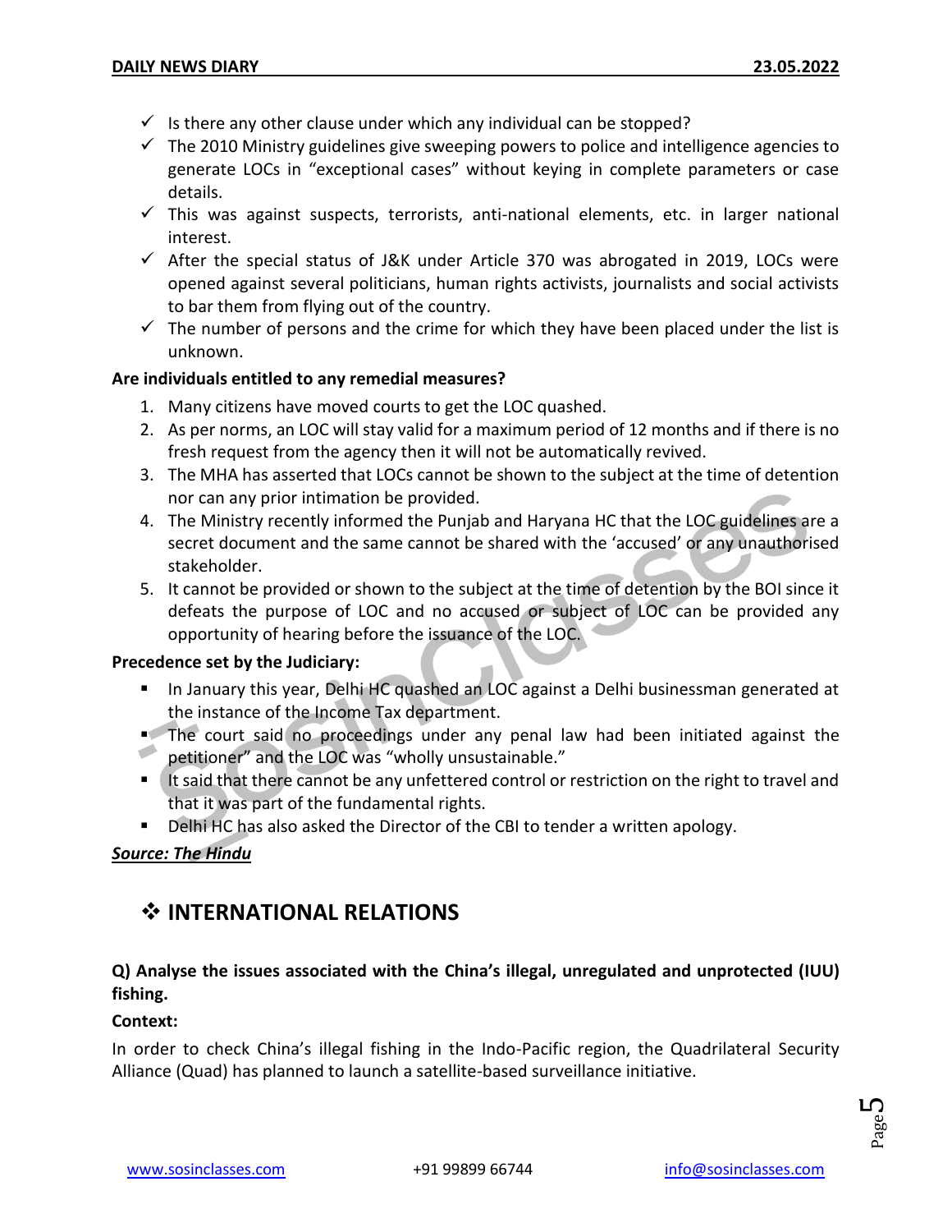- ✓ Is there any other clause under which any individual can be stopped?
- ✓ The 2010 Ministry guidelines give sweeping powers to police and intelligence agencies to generate LOCs in "exceptional cases" without keying in complete parameters or case details.
- ✓ This was against suspects, terrorists, anti-national elements, etc. in larger national interest.
- ✓ After the special status of J&K under Article 370 was abrogated in 2019, LOCs were opened against several politicians, human rights activists, journalists and social activists to bar them from flying out of the country.
- ✓ The number of persons and the crime for which they have been placed under the list is unknown.

**Are individuals entitled to any remedial measures?**

1. Many citizens have moved courts to get the LOC quashed.
2. As per norms, an LOC will stay valid for a maximum period of 12 months and if there is no fresh request from the agency then it will not be automatically revived.
3. The MHA has asserted that LOCs cannot be shown to the subject at the time of detention nor can any prior intimation be provided.
4. The Ministry recently informed the Punjab and Haryana HC that the LOC guidelines are a secret document and the same cannot be shared with the 'accused' or any unauthorised stakeholder.
5. It cannot be provided or shown to the subject at the time of detention by the BOI since it defeats the purpose of LOC and no accused or subject of LOC can be provided any opportunity of hearing before the issuance of the LOC.

**Precedence set by the Judiciary:**

- In January this year, Delhi HC quashed an LOC against a Delhi businessman generated at the instance of the Income Tax department.
- The court said no proceedings under any penal law had been initiated against the petitioner" and the LOC was "wholly unsustainable."
- It said that there cannot be any unfettered control or restriction on the right to travel and that it was part of the fundamental rights.
- Delhi HC has also asked the Director of the CBI to tender a written apology.

***Source: The Hindu***

## ❖ INTERNATIONAL RELATIONS

**Q) Analyse the issues associated with the China's illegal, unregulated and unprotected (IUU) fishing.**

**Context:**

In order to check China's illegal fishing in the Indo-Pacific region, the Quadrilateral Security Alliance (Quad) has planned to launch a satellite-based surveillance initiative.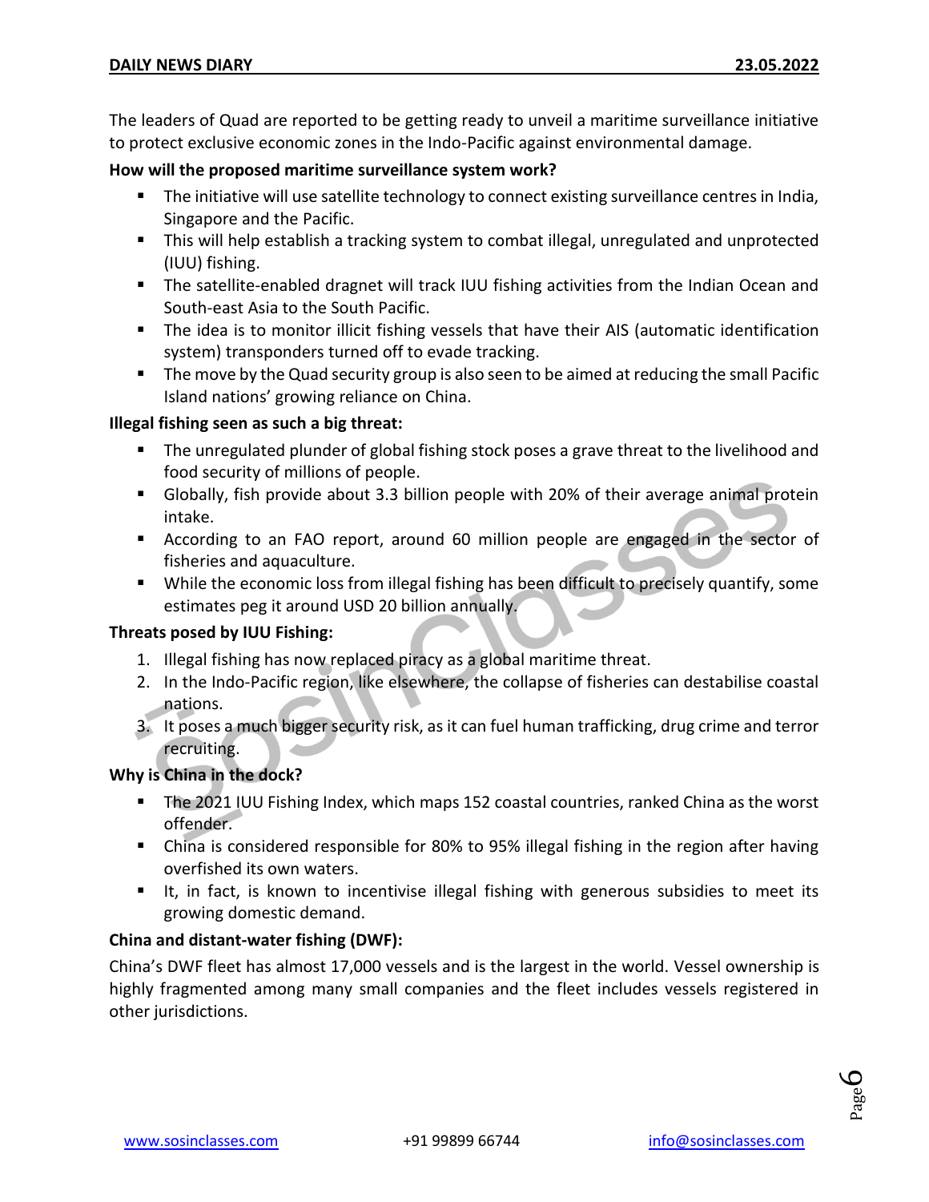The leaders of Quad are reported to be getting ready to unveil a maritime surveillance initiative to protect exclusive economic zones in the Indo-Pacific against environmental damage.

**How will the proposed maritime surveillance system work?**

- The initiative will use satellite technology to connect existing surveillance centres in India, Singapore and the Pacific.
- This will help establish a tracking system to combat illegal, unregulated and unprotected (IUU) fishing.
- The satellite-enabled dragnet will track IUU fishing activities from the Indian Ocean and South-east Asia to the South Pacific.
- The idea is to monitor illicit fishing vessels that have their AIS (automatic identification system) transponders turned off to evade tracking.
- The move by the Quad security group is also seen to be aimed at reducing the small Pacific Island nations' growing reliance on China.

**Illegal fishing seen as such a big threat:**

- The unregulated plunder of global fishing stock poses a grave threat to the livelihood and food security of millions of people.
- Globally, fish provide about 3.3 billion people with 20% of their average animal protein intake.
- According to an FAO report, around 60 million people are engaged in the sector of fisheries and aquaculture.
- While the economic loss from illegal fishing has been difficult to precisely quantify, some estimates peg it around USD 20 billion annually.

**Threats posed by IUU Fishing:**

1. Illegal fishing has now replaced piracy as a global maritime threat.
2. In the Indo-Pacific region, like elsewhere, the collapse of fisheries can destabilise coastal nations.
3. It poses a much bigger security risk, as it can fuel human trafficking, drug crime and terror recruiting.

**Why is China in the dock?**

- The 2021 IUU Fishing Index, which maps 152 coastal countries, ranked China as the worst offender.
- China is considered responsible for 80% to 95% illegal fishing in the region after having overfished its own waters.
- It, in fact, is known to incentivise illegal fishing with generous subsidies to meet its growing domestic demand.

**China and distant-water fishing (DWF):**

China's DWF fleet has almost 17,000 vessels and is the largest in the world. Vessel ownership is highly fragmented among many small companies and the fleet includes vessels registered in other jurisdictions.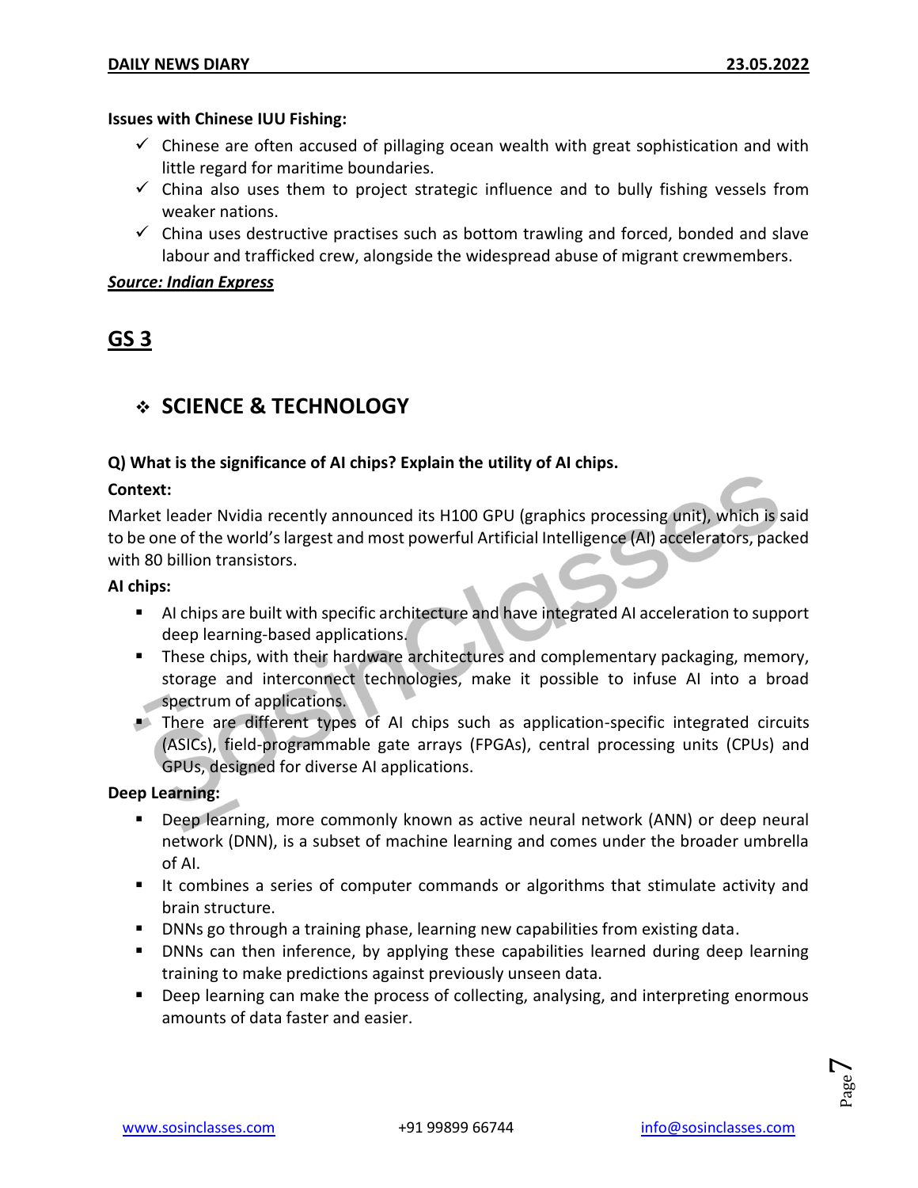**Issues with Chinese IUU Fishing:**

- ✓ Chinese are often accused of pillaging ocean wealth with great sophistication and with little regard for maritime boundaries.
- ✓ China also uses them to project strategic influence and to bully fishing vessels from weaker nations.
- ✓ China uses destructive practises such as bottom trawling and forced, bonded and slave labour and trafficked crew, alongside the widespread abuse of migrant crewmembers.

***Source: Indian Express***

# GS 3

## ❖ SCIENCE & TECHNOLOGY

**Q) What is the significance of AI chips? Explain the utility of AI chips.**

**Context:**

Market leader Nvidia recently announced its H100 GPU (graphics processing unit), which is said to be one of the world's largest and most powerful Artificial Intelligence (AI) accelerators, packed with 80 billion transistors.

**AI chips:**

- AI chips are built with specific architecture and have integrated AI acceleration to support deep learning-based applications.
- These chips, with their hardware architectures and complementary packaging, memory, storage and interconnect technologies, make it possible to infuse AI into a broad spectrum of applications.
- There are different types of AI chips such as application-specific integrated circuits (ASICs), field-programmable gate arrays (FPGAs), central processing units (CPUs) and GPUs, designed for diverse AI applications.

**Deep Learning:**

- Deep learning, more commonly known as active neural network (ANN) or deep neural network (DNN), is a subset of machine learning and comes under the broader umbrella of AI.
- It combines a series of computer commands or algorithms that stimulate activity and brain structure.
- DNNs go through a training phase, learning new capabilities from existing data.
- DNNs can then inference, by applying these capabilities learned during deep learning training to make predictions against previously unseen data.
- Deep learning can make the process of collecting, analysing, and interpreting enormous amounts of data faster and easier.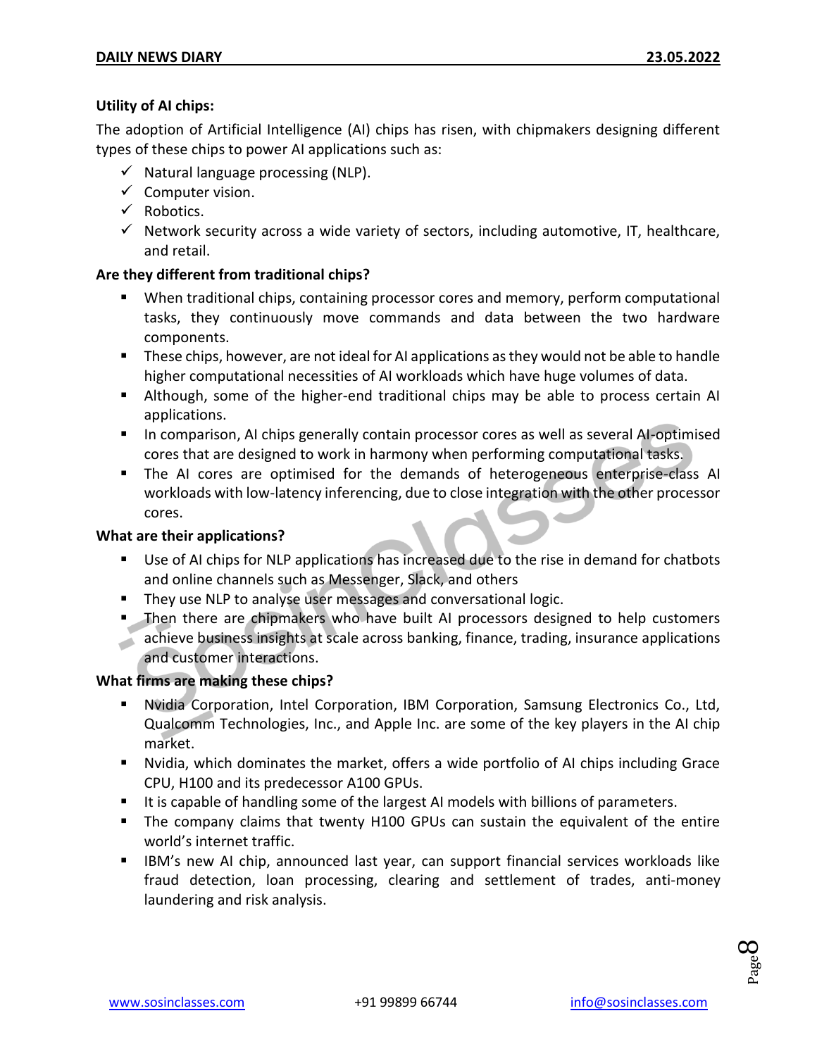**Utility of AI chips:**

The adoption of Artificial Intelligence (AI) chips has risen, with chipmakers designing different types of these chips to power AI applications such as:

- ✓ Natural language processing (NLP).
- ✓ Computer vision.
- ✓ Robotics.
- ✓ Network security across a wide variety of sectors, including automotive, IT, healthcare, and retail.

**Are they different from traditional chips?**

- When traditional chips, containing processor cores and memory, perform computational tasks, they continuously move commands and data between the two hardware components.
- These chips, however, are not ideal for AI applications as they would not be able to handle higher computational necessities of AI workloads which have huge volumes of data.
- Although, some of the higher-end traditional chips may be able to process certain AI applications.
- In comparison, AI chips generally contain processor cores as well as several AI-optimised cores that are designed to work in harmony when performing computational tasks.
- The AI cores are optimised for the demands of heterogeneous enterprise-class AI workloads with low-latency inferencing, due to close integration with the other processor cores.

**What are their applications?**

- Use of AI chips for NLP applications has increased due to the rise in demand for chatbots and online channels such as Messenger, Slack, and others
- They use NLP to analyse user messages and conversational logic.
- Then there are chipmakers who have built AI processors designed to help customers achieve business insights at scale across banking, finance, trading, insurance applications and customer interactions.

**What firms are making these chips?**

- Nvidia Corporation, Intel Corporation, IBM Corporation, Samsung Electronics Co., Ltd, Qualcomm Technologies, Inc., and Apple Inc. are some of the key players in the AI chip market.
- Nvidia, which dominates the market, offers a wide portfolio of AI chips including Grace CPU, H100 and its predecessor A100 GPUs.
- It is capable of handling some of the largest AI models with billions of parameters.
- The company claims that twenty H100 GPUs can sustain the equivalent of the entire world's internet traffic.
- IBM's new AI chip, announced last year, can support financial services workloads like fraud detection, loan processing, clearing and settlement of trades, anti-money laundering and risk analysis.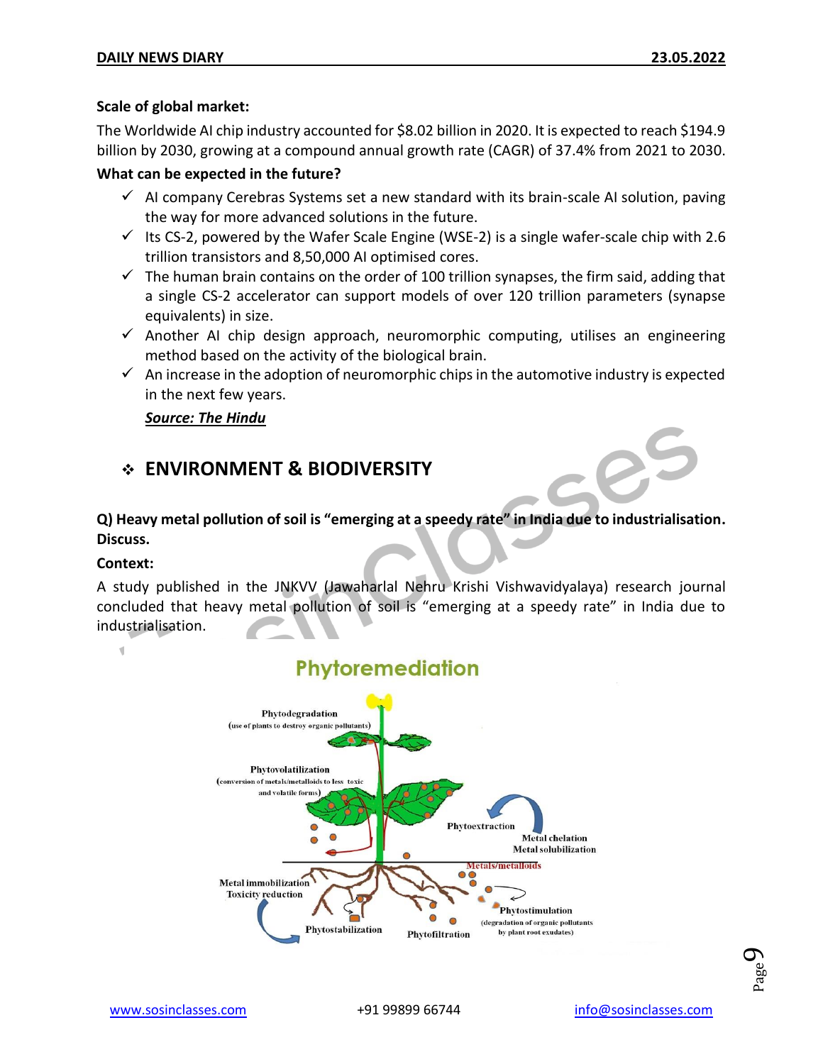**Scale of global market:**

The Worldwide AI chip industry accounted for $8.02 billion in 2020. It is expected to reach $194.9 billion by 2030, growing at a compound annual growth rate (CAGR) of 37.4% from 2021 to 2030.

**What can be expected in the future?**

- ✓ AI company Cerebras Systems set a new standard with its brain-scale AI solution, paving the way for more advanced solutions in the future.
- ✓ Its CS-2, powered by the Wafer Scale Engine (WSE-2) is a single wafer-scale chip with 2.6 trillion transistors and 8,50,000 AI optimised cores.
- ✓ The human brain contains on the order of 100 trillion synapses, the firm said, adding that a single CS-2 accelerator can support models of over 120 trillion parameters (synapse equivalents) in size.
- ✓ Another AI chip design approach, neuromorphic computing, utilises an engineering method based on the activity of the biological brain.
- ✓ An increase in the adoption of neuromorphic chips in the automotive industry is expected in the next few years.

***Source: The Hindu***

## ❖ ENVIRONMENT & BIODIVERSITY

**Q) Heavy metal pollution of soil is "emerging at a speedy rate" in India due to industrialisation. Discuss.**

**Context:**

A study published in the JNKVV (Jawaharlal Nehru Krishi Vishwavidyalaya) research journal concluded that heavy metal pollution of soil is "emerging at a speedy rate" in India due to industrialisation.

**Phytoremediation**

Phytodegradation (use of plants to destroy organic pollutants)

Phytovolatilization (conversion of metals/metalloids to less toxic and volatile forms)

Phytoextraction

Metal chelation
Metal solubilization

Metals/metalloids

Metal immobilization
Toxicity reduction

Phytostimulation (degradation of organic pollutants by plant root exudates)

Phytostabilization

Phytofiltration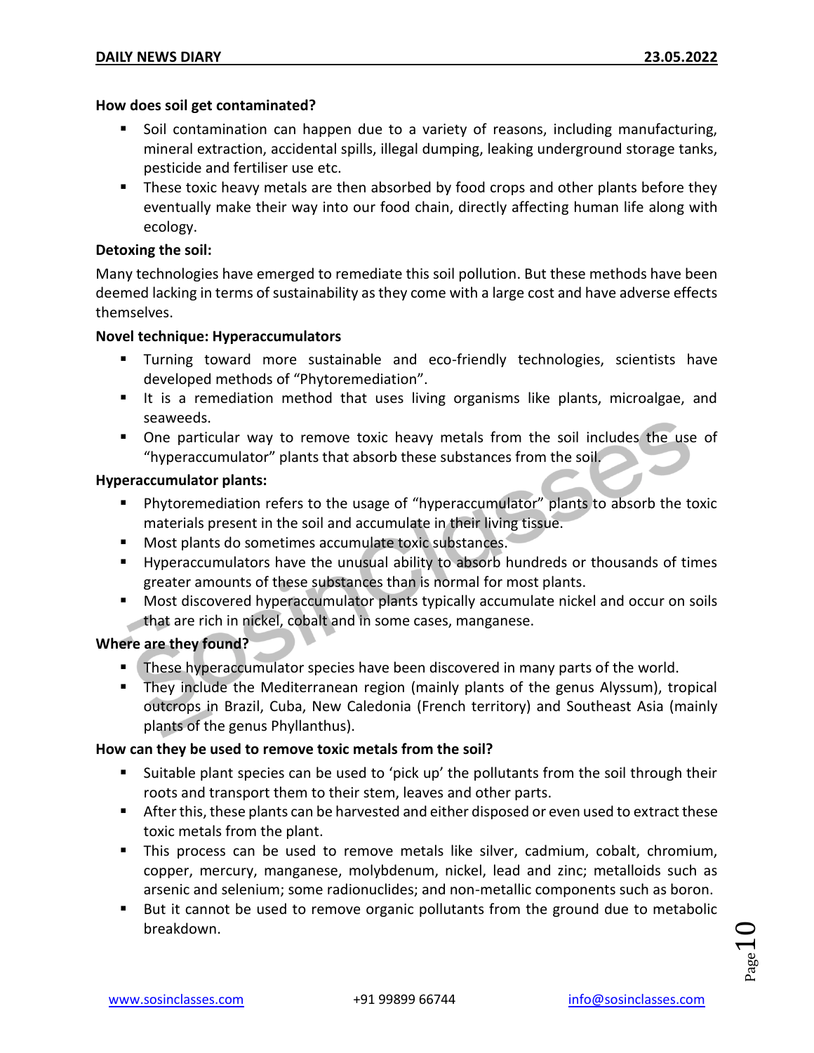**How does soil get contaminated?**

- Soil contamination can happen due to a variety of reasons, including manufacturing, mineral extraction, accidental spills, illegal dumping, leaking underground storage tanks, pesticide and fertiliser use etc.
- These toxic heavy metals are then absorbed by food crops and other plants before they eventually make their way into our food chain, directly affecting human life along with ecology.

**Detoxing the soil:**

Many technologies have emerged to remediate this soil pollution. But these methods have been deemed lacking in terms of sustainability as they come with a large cost and have adverse effects themselves.

**Novel technique: Hyperaccumulators**

- Turning toward more sustainable and eco-friendly technologies, scientists have developed methods of "Phytoremediation".
- It is a remediation method that uses living organisms like plants, microalgae, and seaweeds.
- One particular way to remove toxic heavy metals from the soil includes the use of "hyperaccumulator" plants that absorb these substances from the soil.

**Hyperaccumulator plants:**

- Phytoremediation refers to the usage of "hyperaccumulator" plants to absorb the toxic materials present in the soil and accumulate in their living tissue.
- Most plants do sometimes accumulate toxic substances.
- Hyperaccumulators have the unusual ability to absorb hundreds or thousands of times greater amounts of these substances than is normal for most plants.
- Most discovered hyperaccumulator plants typically accumulate nickel and occur on soils that are rich in nickel, cobalt and in some cases, manganese.

**Where are they found?**

- These hyperaccumulator species have been discovered in many parts of the world.
- They include the Mediterranean region (mainly plants of the genus Alyssum), tropical outcrops in Brazil, Cuba, New Caledonia (French territory) and Southeast Asia (mainly plants of the genus Phyllanthus).

**How can they be used to remove toxic metals from the soil?**

- Suitable plant species can be used to 'pick up' the pollutants from the soil through their roots and transport them to their stem, leaves and other parts.
- After this, these plants can be harvested and either disposed or even used to extract these toxic metals from the plant.
- This process can be used to remove metals like silver, cadmium, cobalt, chromium, copper, mercury, manganese, molybdenum, nickel, lead and zinc; metalloids such as arsenic and selenium; some radionuclides; and non-metallic components such as boron.
- But it cannot be used to remove organic pollutants from the ground due to metabolic breakdown.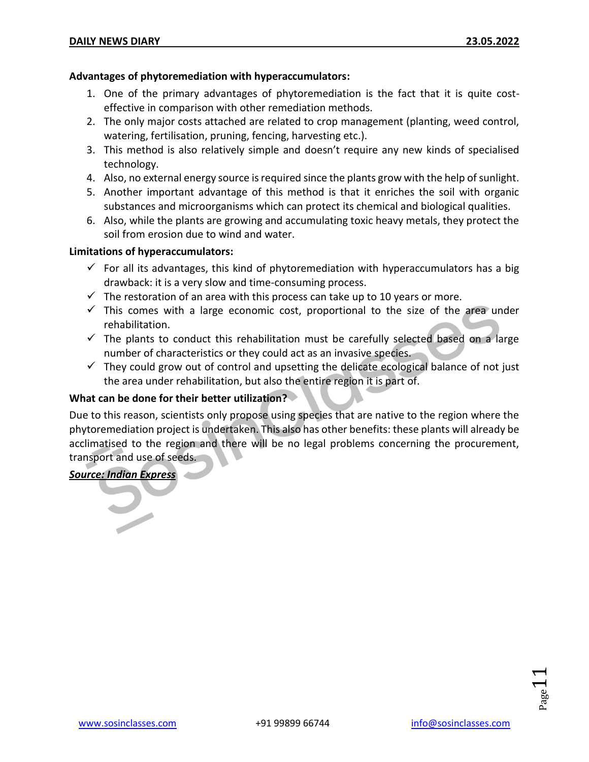**Advantages of phytoremediation with hyperaccumulators:**

1. One of the primary advantages of phytoremediation is the fact that it is quite cost-effective in comparison with other remediation methods.
2. The only major costs attached are related to crop management (planting, weed control, watering, fertilisation, pruning, fencing, harvesting etc.).
3. This method is also relatively simple and doesn't require any new kinds of specialised technology.
4. Also, no external energy source is required since the plants grow with the help of sunlight.
5. Another important advantage of this method is that it enriches the soil with organic substances and microorganisms which can protect its chemical and biological qualities.
6. Also, while the plants are growing and accumulating toxic heavy metals, they protect the soil from erosion due to wind and water.

**Limitations of hyperaccumulators:**

- ✓ For all its advantages, this kind of phytoremediation with hyperaccumulators has a big drawback: it is a very slow and time-consuming process.
- ✓ The restoration of an area with this process can take up to 10 years or more.
- ✓ This comes with a large economic cost, proportional to the size of the area under rehabilitation.
- ✓ The plants to conduct this rehabilitation must be carefully selected based on a large number of characteristics or they could act as an invasive species.
- ✓ They could grow out of control and upsetting the delicate ecological balance of not just the area under rehabilitation, but also the entire region it is part of.

**What can be done for their better utilization?**

Due to this reason, scientists only propose using species that are native to the region where the phytoremediation project is undertaken. This also has other benefits: these plants will already be acclimatised to the region and there will be no legal problems concerning the procurement, transport and use of seeds.

***Source: Indian Express***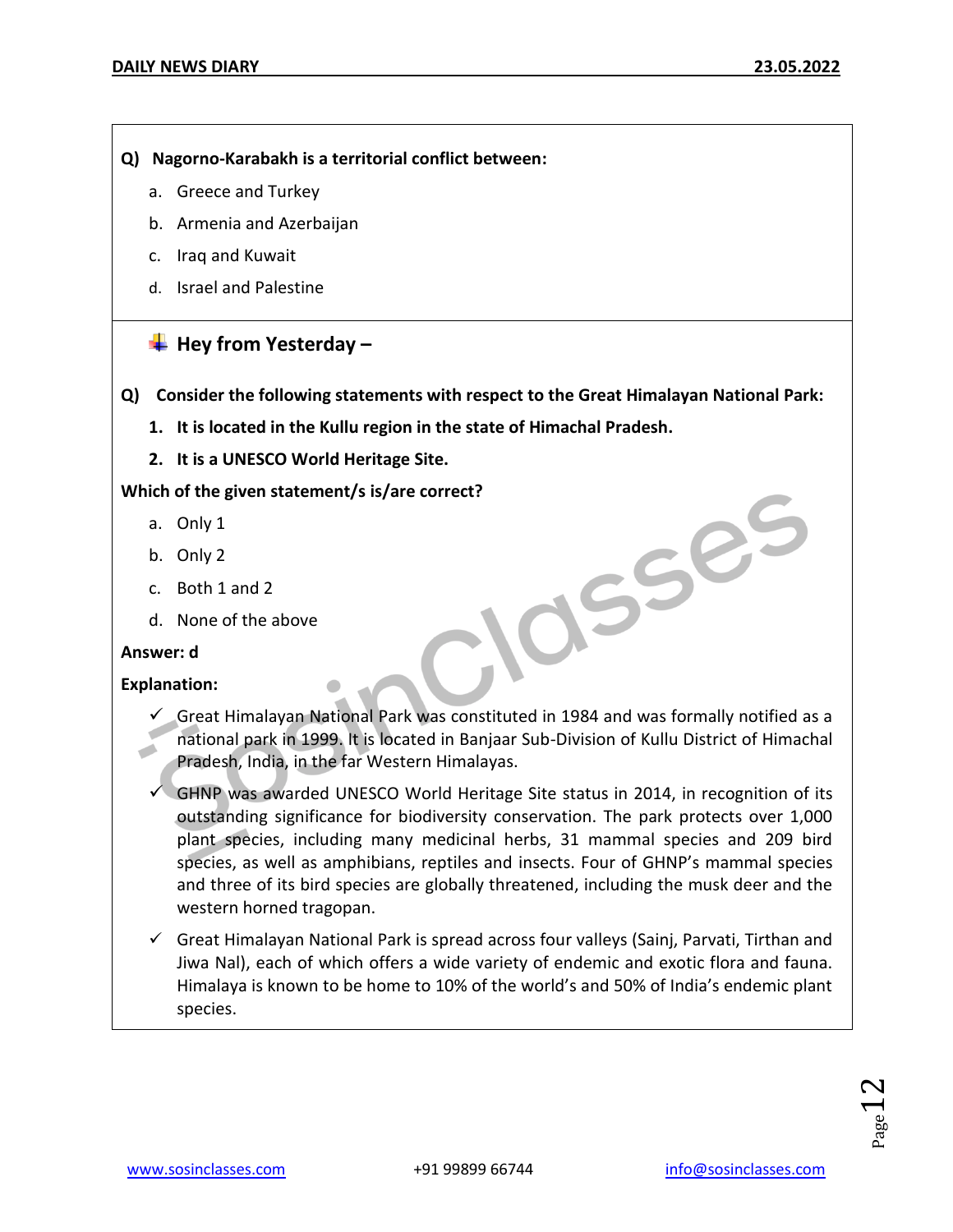**Q) Nagorno-Karabakh is a territorial conflict between:**

a. Greece and Turkey

b. Armenia and Azerbaijan

c. Iraq and Kuwait

d. Israel and Palestine

## Hey from Yesterday –

**Q) Consider the following statements with respect to the Great Himalayan National Park:**

1. **It is located in the Kullu region in the state of Himachal Pradesh.**
2. **It is a UNESCO World Heritage Site.**

**Which of the given statement/s is/are correct?**

a. Only 1

b. Only 2

c. Both 1 and 2

d. None of the above

**Answer: d**

**Explanation:**

- ✓ Great Himalayan National Park was constituted in 1984 and was formally notified as a national park in 1999. It is located in Banjaar Sub-Division of Kullu District of Himachal Pradesh, India, in the far Western Himalayas.
- ✓ GHNP was awarded UNESCO World Heritage Site status in 2014, in recognition of its outstanding significance for biodiversity conservation. The park protects over 1,000 plant species, including many medicinal herbs, 31 mammal species and 209 bird species, as well as amphibians, reptiles and insects. Four of GHNP's mammal species and three of its bird species are globally threatened, including the musk deer and the western horned tragopan.
- ✓ Great Himalayan National Park is spread across four valleys (Sainj, Parvati, Tirthan and Jiwa Nal), each of which offers a wide variety of endemic and exotic flora and fauna. Himalaya is known to be home to 10% of the world's and 50% of India's endemic plant species.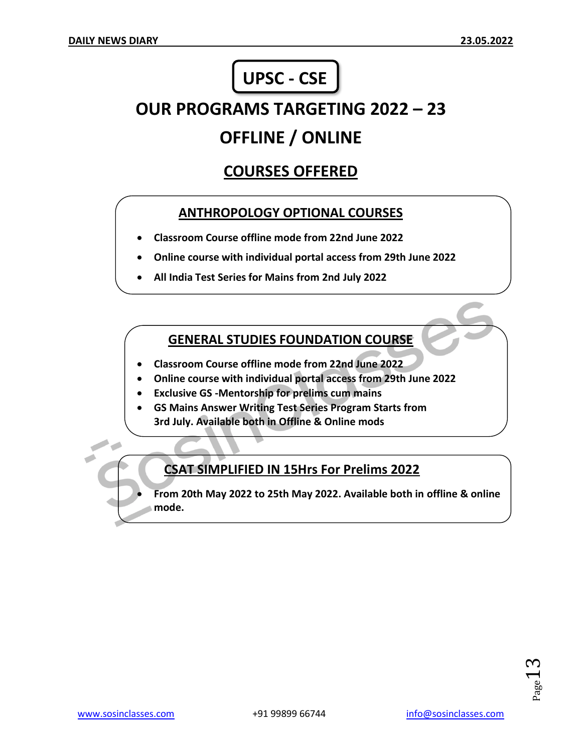# UPSC - CSE

## OUR PROGRAMS TARGETING 2022 – 23

## OFFLINE / ONLINE

## COURSES OFFERED

### ANTHROPOLOGY OPTIONAL COURSES

- **Classroom Course offline mode from 22nd June 2022**
- **Online course with individual portal access from 29th June 2022**
- **All India Test Series for Mains from 2nd July 2022**

### GENERAL STUDIES FOUNDATION COURSE

- **Classroom Course offline mode from 22nd June 2022**
- **Online course with individual portal access from 29th June 2022**
- **Exclusive GS -Mentorship for prelims cum mains**
- **GS Mains Answer Writing Test Series Program Starts from 3rd July. Available both in Offline & Online mods**

### CSAT SIMPLIFIED IN 15Hrs For Prelims 2022

- **From 20th May 2022 to 25th May 2022. Available both in offline & online mode.**